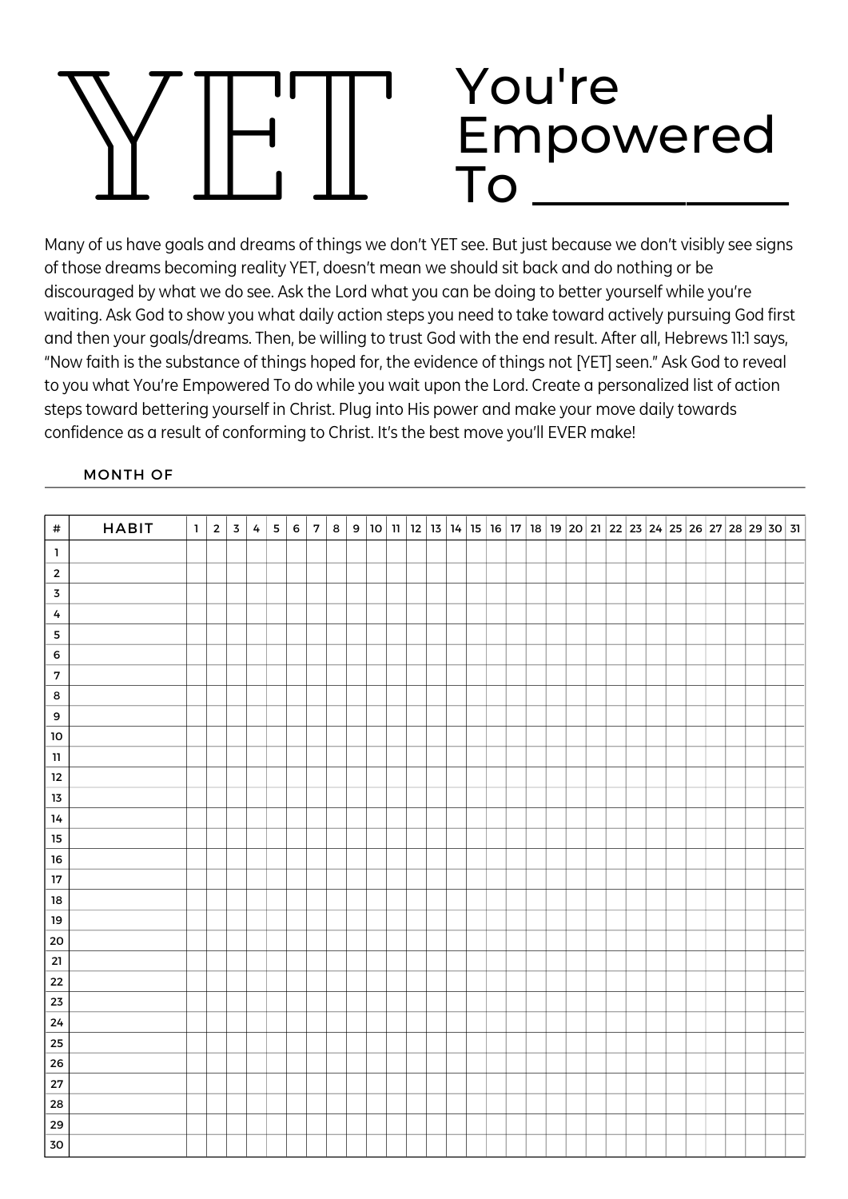# YET

## You're Empowered To __________

Many of us have goals and dreams of things we don't YET see. But just because we don't visibly see signs of those dreams becoming reality YET, doesn't mean we should sit back and do nothing or be discouraged by what we do see. Ask the Lord what you can be doing to better yourself while you're waiting. Ask God to show you what daily action steps you need to take toward actively pursuing God first and then your goals/dreams. Then, be willing to trust God with the end result. After all, Hebrews 11:1 says, "Now faith is the substance of things hoped for, the evidence of things not [YET] seen." Ask God to reveal to you what You're Empowered To do while you wait upon the Lord. Create a personalized list of action steps toward bettering yourself in Christ. Plug into His power and make your move daily towards confidence as a result of conforming to Christ. It's the best move you'll EVER make!

MONTH OF

| # | HABIT | 1 | 2 | 3 | 4 | 5 | 6 | 7 | 8 | 9 | 10 | 11 | 12 | 13 | 14 | 15 | 16 | 17 | 18 | 19 | 20 | 21 | 22 | 23 | 24 | 25 | 26 | 27 | 28 | 29 | 30 | 31 |
|---|---|---|---|---|---|---|---|---|---|---|---|---|---|---|---|---|---|---|---|---|---|---|---|---|---|---|---|---|---|---|---|---|
| 1 | | | | | | | | | | | | | | | | | | | | | | | | | | | | | | | | |
| 2 | | | | | | | | | | | | | | | | | | | | | | | | | | | | | | | | |
| 3 | | | | | | | | | | | | | | | | | | | | | | | | | | | | | | | | |
| 4 | | | | | | | | | | | | | | | | | | | | | | | | | | | | | | | | |
| 5 | | | | | | | | | | | | | | | | | | | | | | | | | | | | | | | | |
| 6 | | | | | | | | | | | | | | | | | | | | | | | | | | | | | | | | |
| 7 | | | | | | | | | | | | | | | | | | | | | | | | | | | | | | | | |
| 8 | | | | | | | | | | | | | | | | | | | | | | | | | | | | | | | | |
| 9 | | | | | | | | | | | | | | | | | | | | | | | | | | | | | | | | |
| 10 | | | | | | | | | | | | | | | | | | | | | | | | | | | | | | | | |
| 11 | | | | | | | | | | | | | | | | | | | | | | | | | | | | | | | | |
| 12 | | | | | | | | | | | | | | | | | | | | | | | | | | | | | | | | |
| 13 | | | | | | | | | | | | | | | | | | | | | | | | | | | | | | | | |
| 14 | | | | | | | | | | | | | | | | | | | | | | | | | | | | | | | | |
| 15 | | | | | | | | | | | | | | | | | | | | | | | | | | | | | | | | |
| 16 | | | | | | | | | | | | | | | | | | | | | | | | | | | | | | | | |
| 17 | | | | | | | | | | | | | | | | | | | | | | | | | | | | | | | | |
| 18 | | | | | | | | | | | | | | | | | | | | | | | | | | | | | | | | |
| 19 | | | | | | | | | | | | | | | | | | | | | | | | | | | | | | | | |
| 20 | | | | | | | | | | | | | | | | | | | | | | | | | | | | | | | | |
| 21 | | | | | | | | | | | | | | | | | | | | | | | | | | | | | | | | |
| 22 | | | | | | | | | | | | | | | | | | | | | | | | | | | | | | | | |
| 23 | | | | | | | | | | | | | | | | | | | | | | | | | | | | | | | | |
| 24 | | | | | | | | | | | | | | | | | | | | | | | | | | | | | | | | |
| 25 | | | | | | | | | | | | | | | | | | | | | | | | | | | | | | | | |
| 26 | | | | | | | | | | | | | | | | | | | | | | | | | | | | | | | | |
| 27 | | | | | | | | | | | | | | | | | | | | | | | | | | | | | | | | |
| 28 | | | | | | | | | | | | | | | | | | | | | | | | | | | | | | | | |
| 29 | | | | | | | | | | | | | | | | | | | | | | | | | | | | | | | | |
| 30 | | | | | | | | | | | | | | | | | | | | | | | | | | | | | | | | |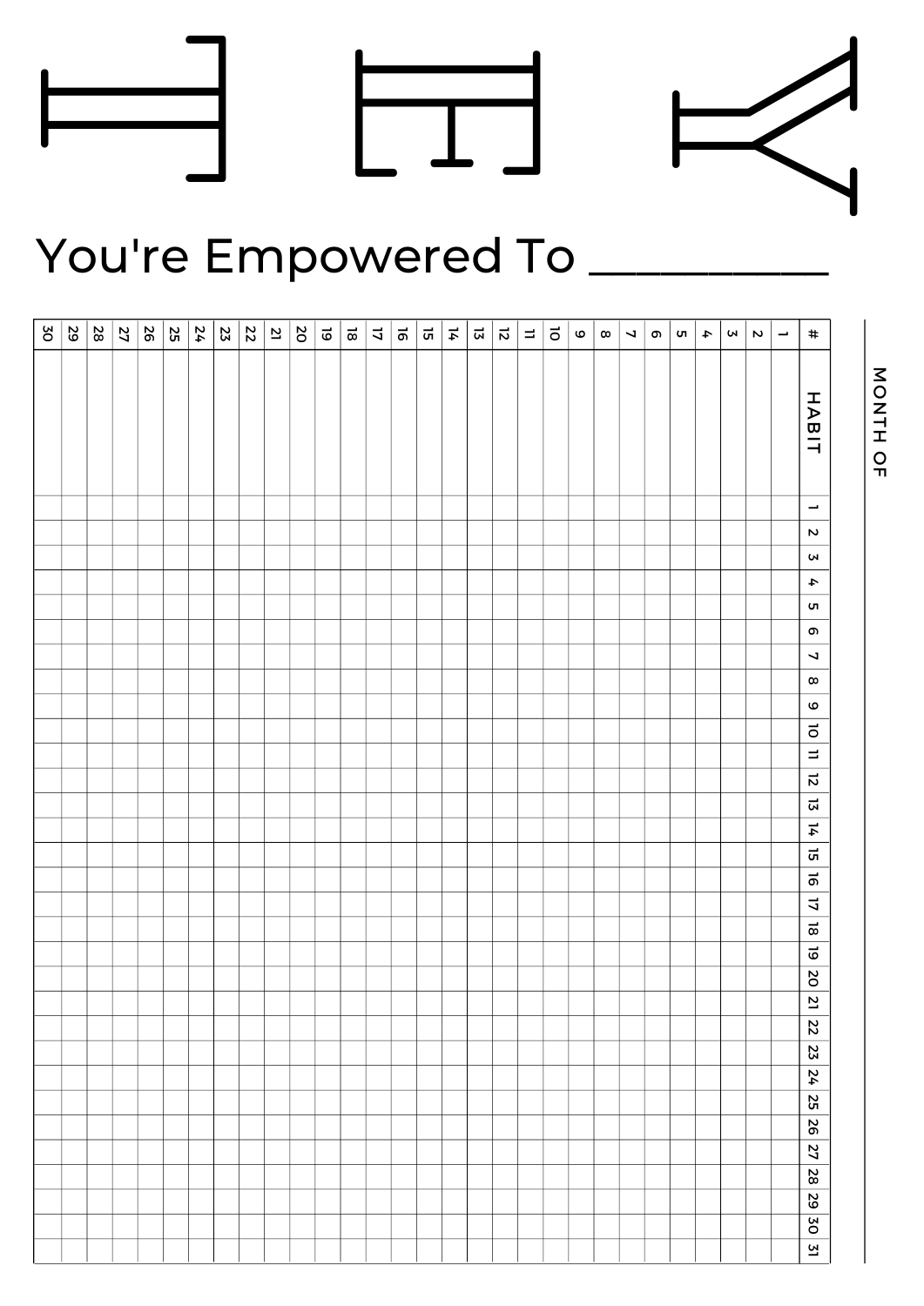You're Empowered To __________

MONTH OF

| # | HABIT | 1 | 2 | 3 | 4 | 5 | 6 | 7 | 8 | 9 | 10 | 11 | 12 | 13 | 14 | 15 | 16 | 17 | 18 | 19 | 20 | 21 | 22 | 23 | 24 | 25 | 26 | 27 | 28 | 29 | 30 | 31 |
|---|---|---|---|---|---|---|---|---|---|---|---|---|---|---|---|---|---|---|---|---|---|---|---|---|---|---|---|---|---|---|---|---|
| 1 | | | | | | | | | | | | | | | | | | | | | | | | | | | | | | | | |
| 2 | | | | | | | | | | | | | | | | | | | | | | | | | | | | | | | | |
| 3 | | | | | | | | | | | | | | | | | | | | | | | | | | | | | | | | |
| 4 | | | | | | | | | | | | | | | | | | | | | | | | | | | | | | | | |
| 5 | | | | | | | | | | | | | | | | | | | | | | | | | | | | | | | | |
| 6 | | | | | | | | | | | | | | | | | | | | | | | | | | | | | | | | |
| 7 | | | | | | | | | | | | | | | | | | | | | | | | | | | | | | | | |
| 8 | | | | | | | | | | | | | | | | | | | | | | | | | | | | | | | | |
| 9 | | | | | | | | | | | | | | | | | | | | | | | | | | | | | | | | |
| 10 | | | | | | | | | | | | | | | | | | | | | | | | | | | | | | | | |
| 11 | | | | | | | | | | | | | | | | | | | | | | | | | | | | | | | | |
| 12 | | | | | | | | | | | | | | | | | | | | | | | | | | | | | | | | |
| 13 | | | | | | | | | | | | | | | | | | | | | | | | | | | | | | | | |
| 14 | | | | | | | | | | | | | | | | | | | | | | | | | | | | | | | | |
| 15 | | | | | | | | | | | | | | | | | | | | | | | | | | | | | | | | |
| 16 | | | | | | | | | | | | | | | | | | | | | | | | | | | | | | | | |
| 17 | | | | | | | | | | | | | | | | | | | | | | | | | | | | | | | | |
| 18 | | | | | | | | | | | | | | | | | | | | | | | | | | | | | | | | |
| 19 | | | | | | | | | | | | | | | | | | | | | | | | | | | | | | | | |
| 20 | | | | | | | | | | | | | | | | | | | | | | | | | | | | | | | | |
| 21 | | | | | | | | | | | | | | | | | | | | | | | | | | | | | | | | |
| 22 | | | | | | | | | | | | | | | | | | | | | | | | | | | | | | | | |
| 23 | | | | | | | | | | | | | | | | | | | | | | | | | | | | | | | | |
| 24 | | | | | | | | | | | | | | | | | | | | | | | | | | | | | | | | |
| 25 | | | | | | | | | | | | | | | | | | | | | | | | | | | | | | | | |
| 26 | | | | | | | | | | | | | | | | | | | | | | | | | | | | | | | | |
| 27 | | | | | | | | | | | | | | | | | | | | | | | | | | | | | | | | |
| 28 | | | | | | | | | | | | | | | | | | | | | | | | | | | | | | | | |
| 29 | | | | | | | | | | | | | | | | | | | | | | | | | | | | | | | | |
| 30 | | | | | | | | | | | | | | | | | | | | | | | | | | | | | | | | |